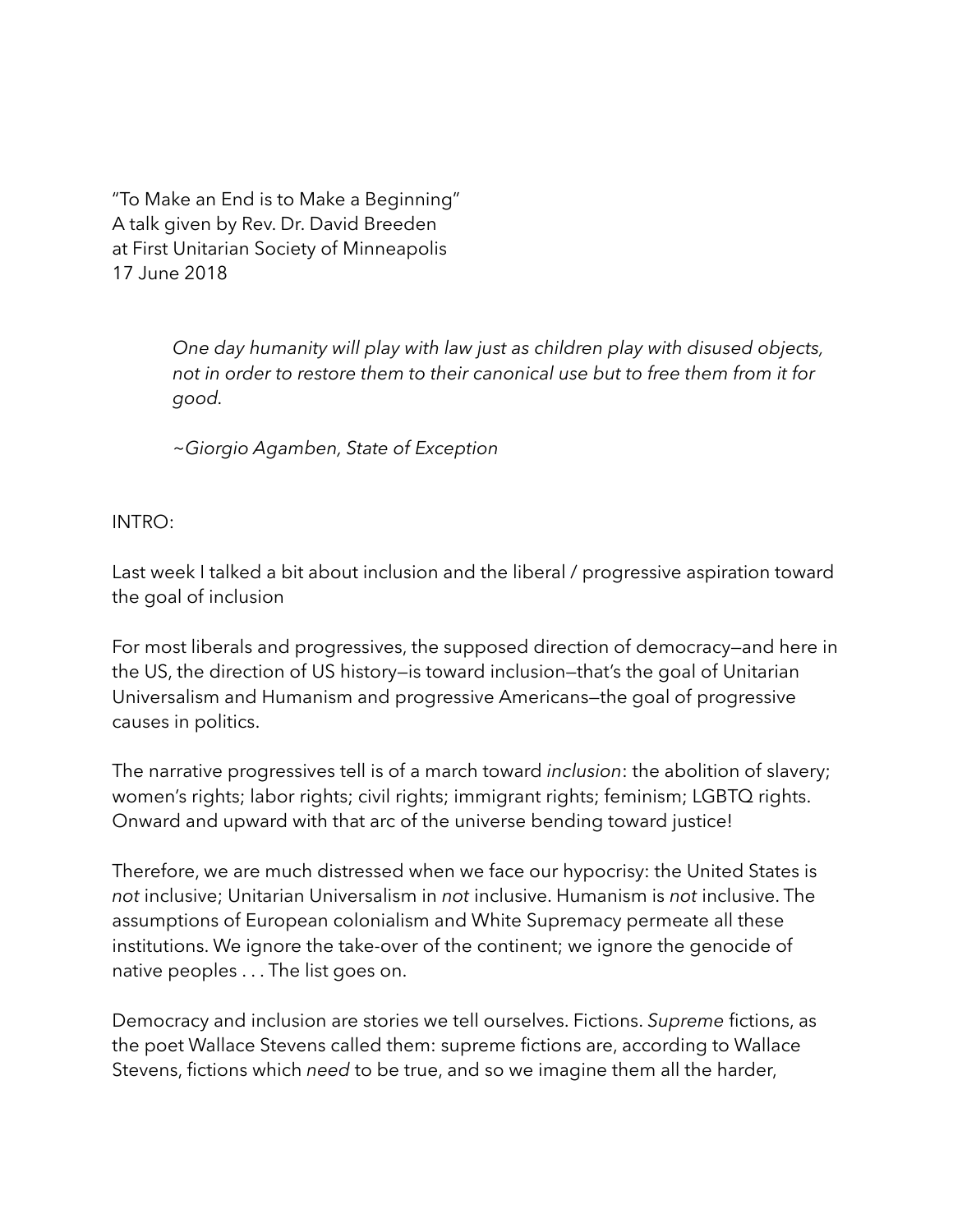"To Make an End is to Make a Beginning"
A talk given by Rev. Dr. David Breeden
at First Unitarian Society of Minneapolis
17 June 2018

> *One day humanity will play with law just as children play with disused objects, not in order to restore them to their canonical use but to free them from it for good.*
>
> *~Giorgio Agamben, State of Exception*

INTRO:

Last week I talked a bit about inclusion and the liberal / progressive aspiration toward the goal of inclusion

For most liberals and progressives, the supposed direction of democracy—and here in the US, the direction of US history—is toward inclusion—that's the goal of Unitarian Universalism and Humanism and progressive Americans—the goal of progressive causes in politics.

The narrative progressives tell is of a march toward *inclusion*: the abolition of slavery; women's rights; labor rights; civil rights; immigrant rights; feminism; LGBTQ rights. Onward and upward with that arc of the universe bending toward justice!

Therefore, we are much distressed when we face our hypocrisy: the United States is *not* inclusive; Unitarian Universalism in *not* inclusive. Humanism is *not* inclusive. The assumptions of European colonialism and White Supremacy permeate all these institutions. We ignore the take-over of the continent; we ignore the genocide of native peoples . . . The list goes on.

Democracy and inclusion are stories we tell ourselves. Fictions. *Supreme* fictions, as the poet Wallace Stevens called them: supreme fictions are, according to Wallace Stevens, fictions which *need* to be true, and so we imagine them all the harder,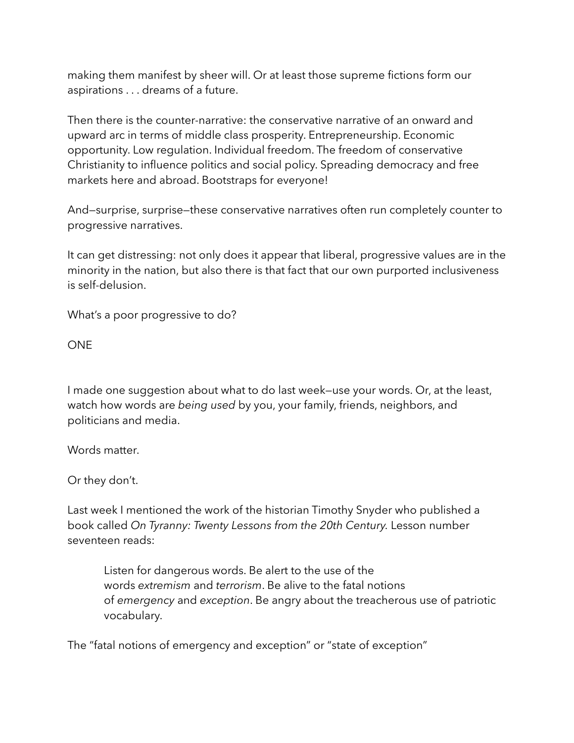making them manifest by sheer will. Or at least those supreme fictions form our aspirations . . . dreams of a future.

Then there is the counter-narrative: the conservative narrative of an onward and upward arc in terms of middle class prosperity. Entrepreneurship. Economic opportunity. Low regulation. Individual freedom. The freedom of conservative Christianity to influence politics and social policy. Spreading democracy and free markets here and abroad. Bootstraps for everyone!

And—surprise, surprise—these conservative narratives often run completely counter to progressive narratives.

It can get distressing: not only does it appear that liberal, progressive values are in the minority in the nation, but also there is that fact that our own purported inclusiveness is self-delusion.

What's a poor progressive to do?

ONE

I made one suggestion about what to do last week—use your words. Or, at the least, watch how words are *being used* by you, your family, friends, neighbors, and politicians and media.

Words matter.

Or they don't.

Last week I mentioned the work of the historian Timothy Snyder who published a book called *On Tyranny: Twenty Lessons from the 20th Century*. Lesson number seventeen reads:

> Listen for dangerous words. Be alert to the use of the words *extremism* and *terrorism*. Be alive to the fatal notions of *emergency* and *exception*. Be angry about the treacherous use of patriotic vocabulary.

The "fatal notions of emergency and exception" or "state of exception"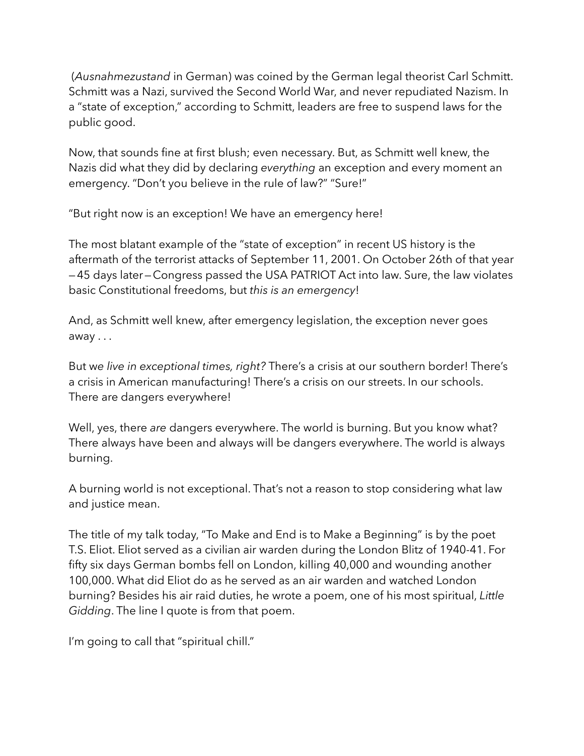(*Ausnahmezustand* in German) was coined by the German legal theorist Carl Schmitt. Schmitt was a Nazi, survived the Second World War, and never repudiated Nazism. In a "state of exception," according to Schmitt, leaders are free to suspend laws for the public good.

Now, that sounds fine at first blush; even necessary. But, as Schmitt well knew, the Nazis did what they did by declaring *everything* an exception and every moment an emergency. "Don't you believe in the rule of law?" "Sure!"

"But right now is an exception! We have an emergency here!

The most blatant example of the "state of exception" in recent US history is the aftermath of the terrorist attacks of September 11, 2001. On October 26th of that year—45 days later—Congress passed the USA PATRIOT Act into law. Sure, the law violates basic Constitutional freedoms, but *this is an emergency*!

And, as Schmitt well knew, after emergency legislation, the exception never goes away . . .

But w*e live in exceptional times, right?* There's a crisis at our southern border! There's a crisis in American manufacturing! There's a crisis on our streets. In our schools. There are dangers everywhere!

Well, yes, there *are* dangers everywhere. The world is burning. But you know what? There always have been and always will be dangers everywhere. The world is always burning.

A burning world is not exceptional. That's not a reason to stop considering what law and justice mean.

The title of my talk today, "To Make and End is to Make a Beginning" is by the poet T.S. Eliot. Eliot served as a civilian air warden during the London Blitz of 1940-41. For fifty six days German bombs fell on London, killing 40,000 and wounding another 100,000. What did Eliot do as he served as an air warden and watched London burning? Besides his air raid duties, he wrote a poem, one of his most spiritual, *Little Gidding*. The line I quote is from that poem.

I'm going to call that "spiritual chill."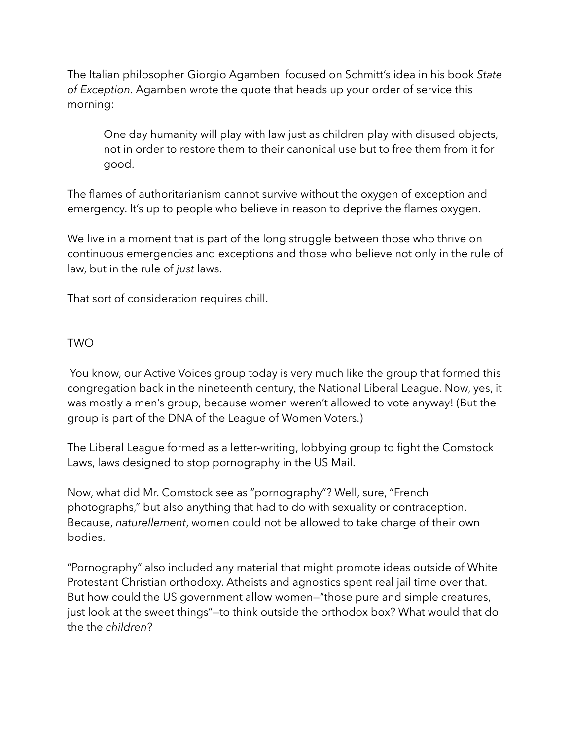The Italian philosopher Giorgio Agamben focused on Schmitt's idea in his book *State of Exception.* Agamben wrote the quote that heads up your order of service this morning:

> One day humanity will play with law just as children play with disused objects, not in order to restore them to their canonical use but to free them from it for good.

The flames of authoritarianism cannot survive without the oxygen of exception and emergency. It's up to people who believe in reason to deprive the flames oxygen.

We live in a moment that is part of the long struggle between those who thrive on continuous emergencies and exceptions and those who believe not only in the rule of law, but in the rule of *just* laws.

That sort of consideration requires chill.

## TWO

You know, our Active Voices group today is very much like the group that formed this congregation back in the nineteenth century, the National Liberal League. Now, yes, it was mostly a men's group, because women weren't allowed to vote anyway! (But the group is part of the DNA of the League of Women Voters.)

The Liberal League formed as a letter-writing, lobbying group to fight the Comstock Laws, laws designed to stop pornography in the US Mail.

Now, what did Mr. Comstock see as "pornography"? Well, sure, "French photographs," but also anything that had to do with sexuality or contraception. Because, *naturellement*, women could not be allowed to take charge of their own bodies.

"Pornography" also included any material that might promote ideas outside of White Protestant Christian orthodoxy. Atheists and agnostics spent real jail time over that. But how could the US government allow women—"those pure and simple creatures, just look at the sweet things"—to think outside the orthodox box? What would that do the the *children*?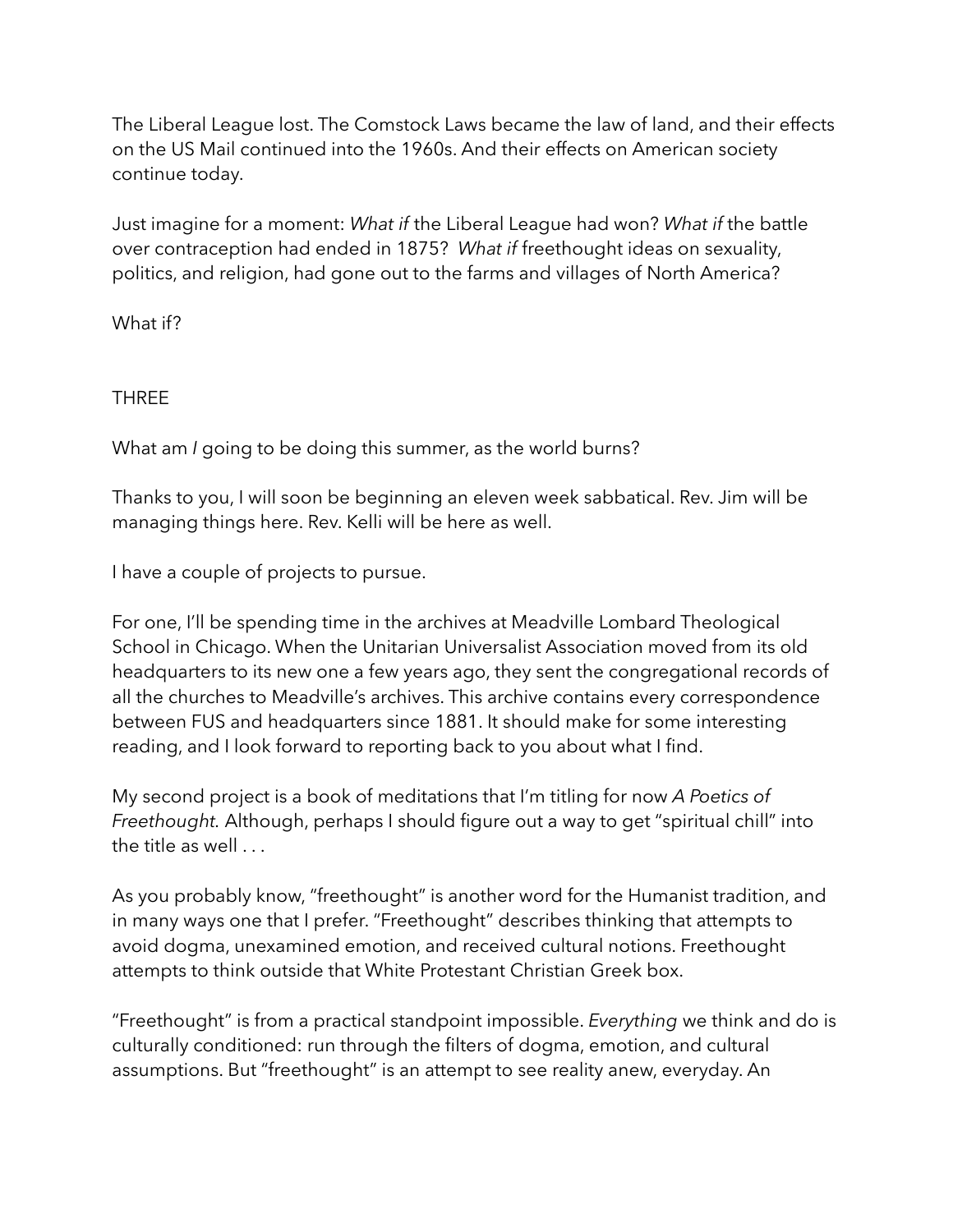The Liberal League lost. The Comstock Laws became the law of land, and their effects on the US Mail continued into the 1960s. And their effects on American society continue today.

Just imagine for a moment: *What if* the Liberal League had won? *What if* the battle over contraception had ended in 1875? *What if* freethought ideas on sexuality, politics, and religion, had gone out to the farms and villages of North America?

What if?

## THREE

What am *I* going to be doing this summer, as the world burns?

Thanks to you, I will soon be beginning an eleven week sabbatical. Rev. Jim will be managing things here. Rev. Kelli will be here as well.

I have a couple of projects to pursue.

For one, I'll be spending time in the archives at Meadville Lombard Theological School in Chicago. When the Unitarian Universalist Association moved from its old headquarters to its new one a few years ago, they sent the congregational records of all the churches to Meadville's archives. This archive contains every correspondence between FUS and headquarters since 1881. It should make for some interesting reading, and I look forward to reporting back to you about what I find.

My second project is a book of meditations that I'm titling for now *A Poetics of Freethought.* Although, perhaps I should figure out a way to get "spiritual chill" into the title as well . . .

As you probably know, "freethought" is another word for the Humanist tradition, and in many ways one that I prefer. "Freethought" describes thinking that attempts to avoid dogma, unexamined emotion, and received cultural notions. Freethought attempts to think outside that White Protestant Christian Greek box.

"Freethought" is from a practical standpoint impossible. *Everything* we think and do is culturally conditioned: run through the filters of dogma, emotion, and cultural assumptions. But "freethought" is an attempt to see reality anew, everyday. An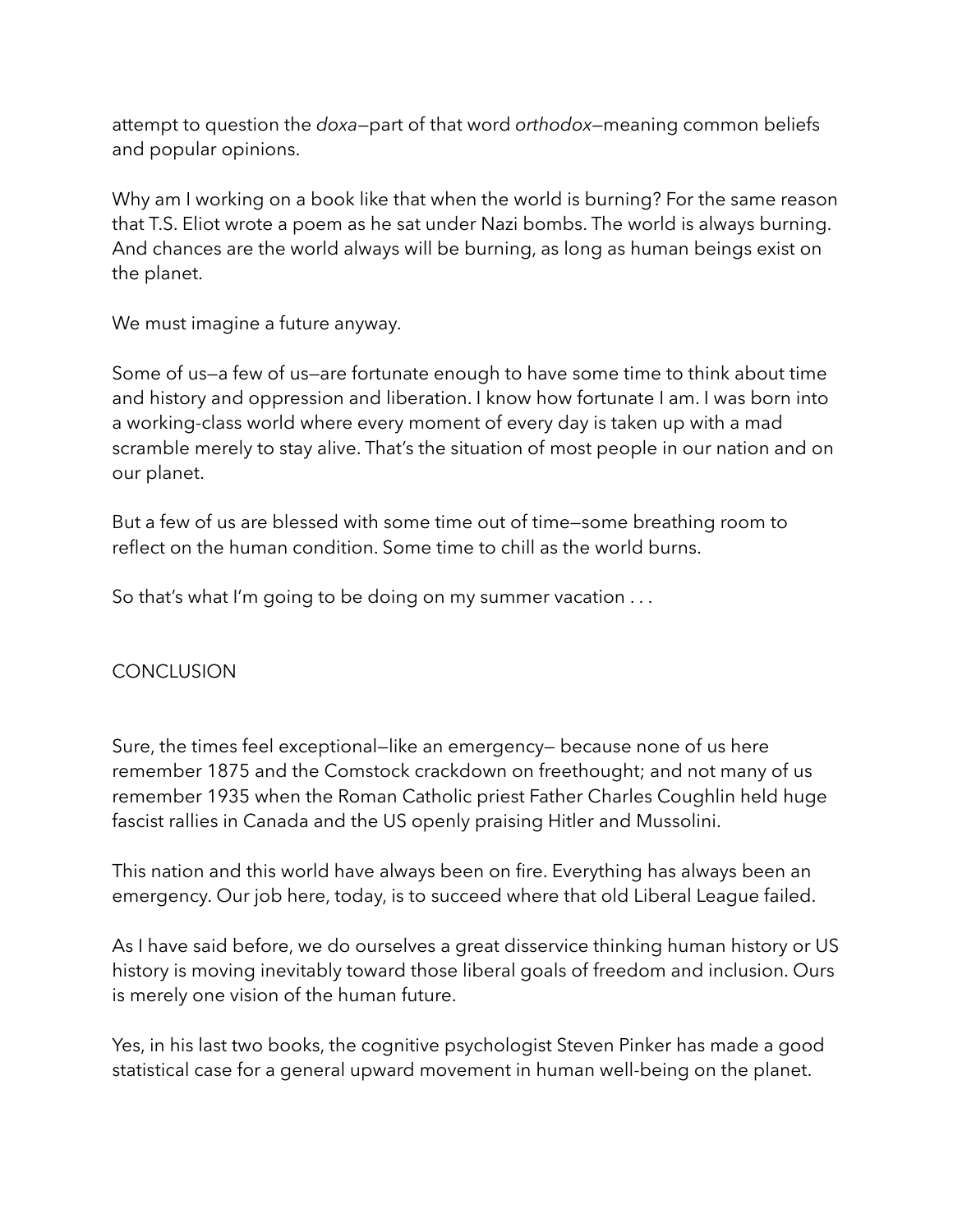attempt to question the *doxa*—part of that word *orthodox*—meaning common beliefs and popular opinions.

Why am I working on a book like that when the world is burning? For the same reason that T.S. Eliot wrote a poem as he sat under Nazi bombs. The world is always burning. And chances are the world always will be burning, as long as human beings exist on the planet.

We must imagine a future anyway.

Some of us—a few of us—are fortunate enough to have some time to think about time and history and oppression and liberation. I know how fortunate I am. I was born into a working-class world where every moment of every day is taken up with a mad scramble merely to stay alive. That's the situation of most people in our nation and on our planet.

But a few of us are blessed with some time out of time—some breathing room to reflect on the human condition. Some time to chill as the world burns.

So that's what I'm going to be doing on my summer vacation . . .

## CONCLUSION

Sure, the times feel exceptional—like an emergency— because none of us here remember 1875 and the Comstock crackdown on freethought; and not many of us remember 1935 when the Roman Catholic priest Father Charles Coughlin held huge fascist rallies in Canada and the US openly praising Hitler and Mussolini.

This nation and this world have always been on fire. Everything has always been an emergency. Our job here, today, is to succeed where that old Liberal League failed.

As I have said before, we do ourselves a great disservice thinking human history or US history is moving inevitably toward those liberal goals of freedom and inclusion. Ours is merely one vision of the human future.

Yes, in his last two books, the cognitive psychologist Steven Pinker has made a good statistical case for a general upward movement in human well-being on the planet.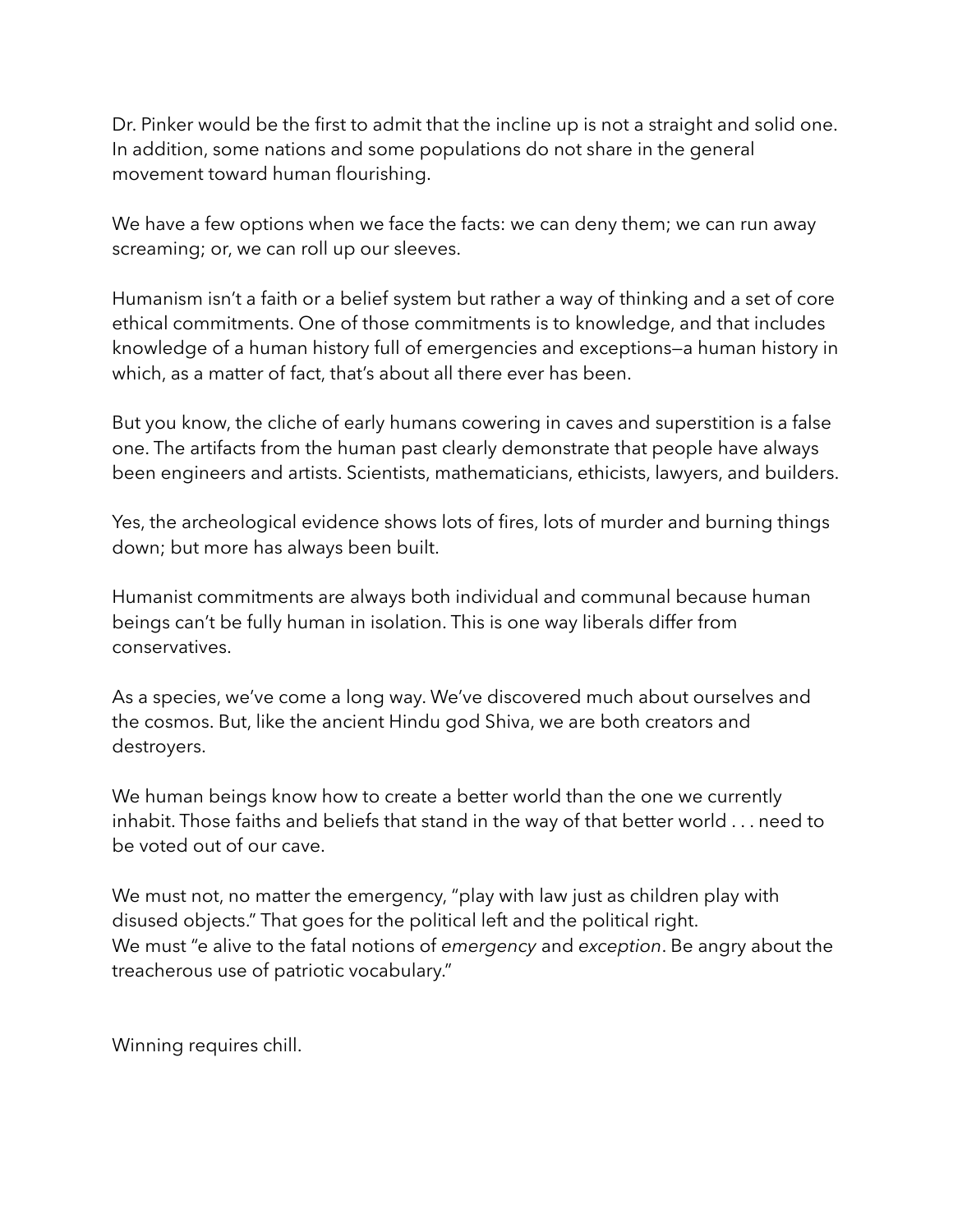Dr. Pinker would be the first to admit that the incline up is not a straight and solid one. In addition, some nations and some populations do not share in the general movement toward human flourishing.

We have a few options when we face the facts: we can deny them; we can run away screaming; or, we can roll up our sleeves.

Humanism isn't a faith or a belief system but rather a way of thinking and a set of core ethical commitments. One of those commitments is to knowledge, and that includes knowledge of a human history full of emergencies and exceptions—a human history in which, as a matter of fact, that's about all there ever has been.

But you know, the cliche of early humans cowering in caves and superstition is a false one. The artifacts from the human past clearly demonstrate that people have always been engineers and artists. Scientists, mathematicians, ethicists, lawyers, and builders.

Yes, the archeological evidence shows lots of fires, lots of murder and burning things down; but more has always been built.

Humanist commitments are always both individual and communal because human beings can't be fully human in isolation. This is one way liberals differ from conservatives.

As a species, we've come a long way. We've discovered much about ourselves and the cosmos. But, like the ancient Hindu god Shiva, we are both creators and destroyers.

We human beings know how to create a better world than the one we currently inhabit. Those faiths and beliefs that stand in the way of that better world . . . need to be voted out of our cave.

We must not, no matter the emergency, "play with law just as children play with disused objects." That goes for the political left and the political right.
We must "e alive to the fatal notions of *emergency* and *exception*. Be angry about the treacherous use of patriotic vocabulary."

Winning requires chill.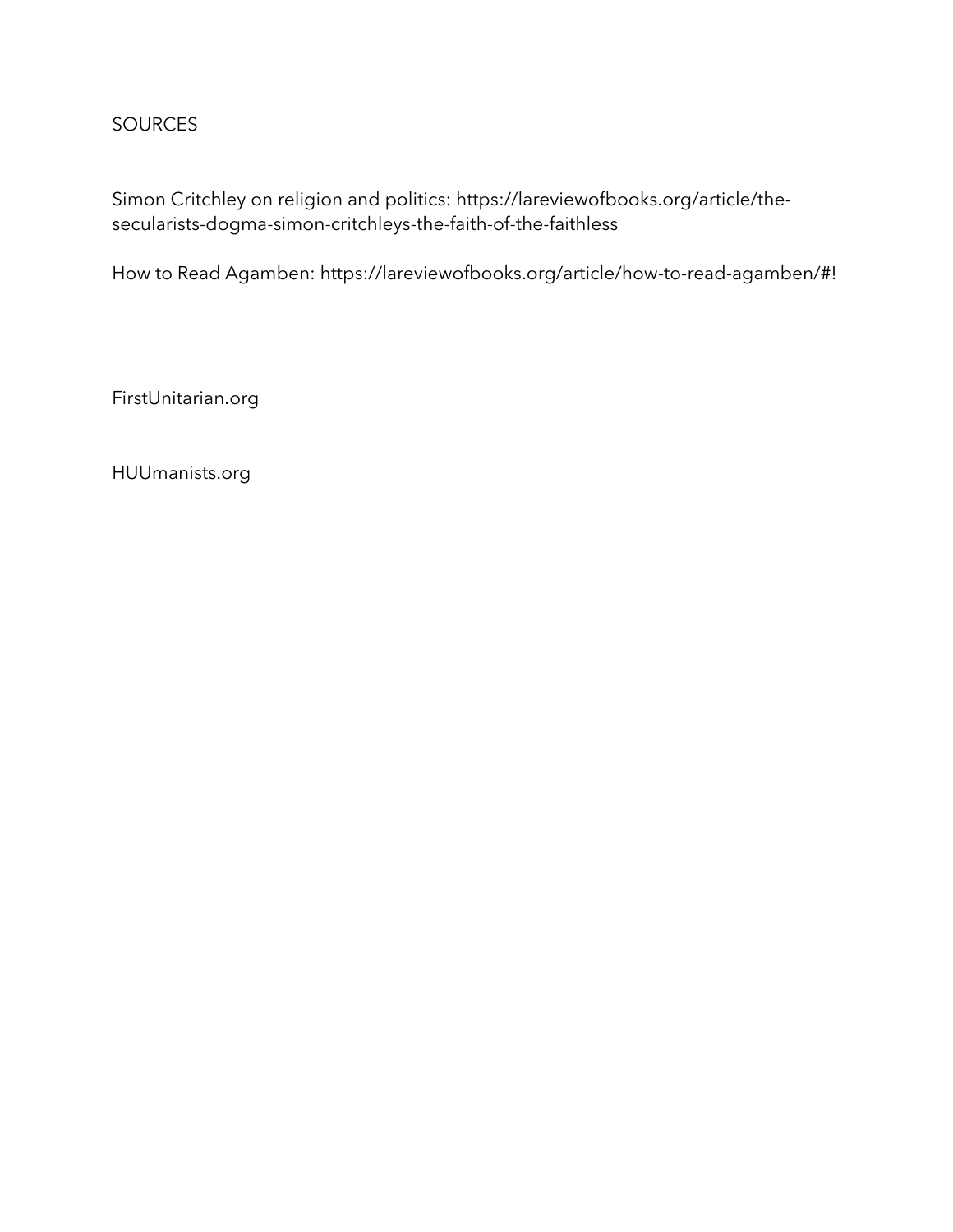SOURCES

Simon Critchley on religion and politics: https://lareviewofbooks.org/article/the-secularists-dogma-simon-critchleys-the-faith-of-the-faithless

How to Read Agamben: https://lareviewofbooks.org/article/how-to-read-agamben/#!

FirstUnitarian.org

HUUmanists.org